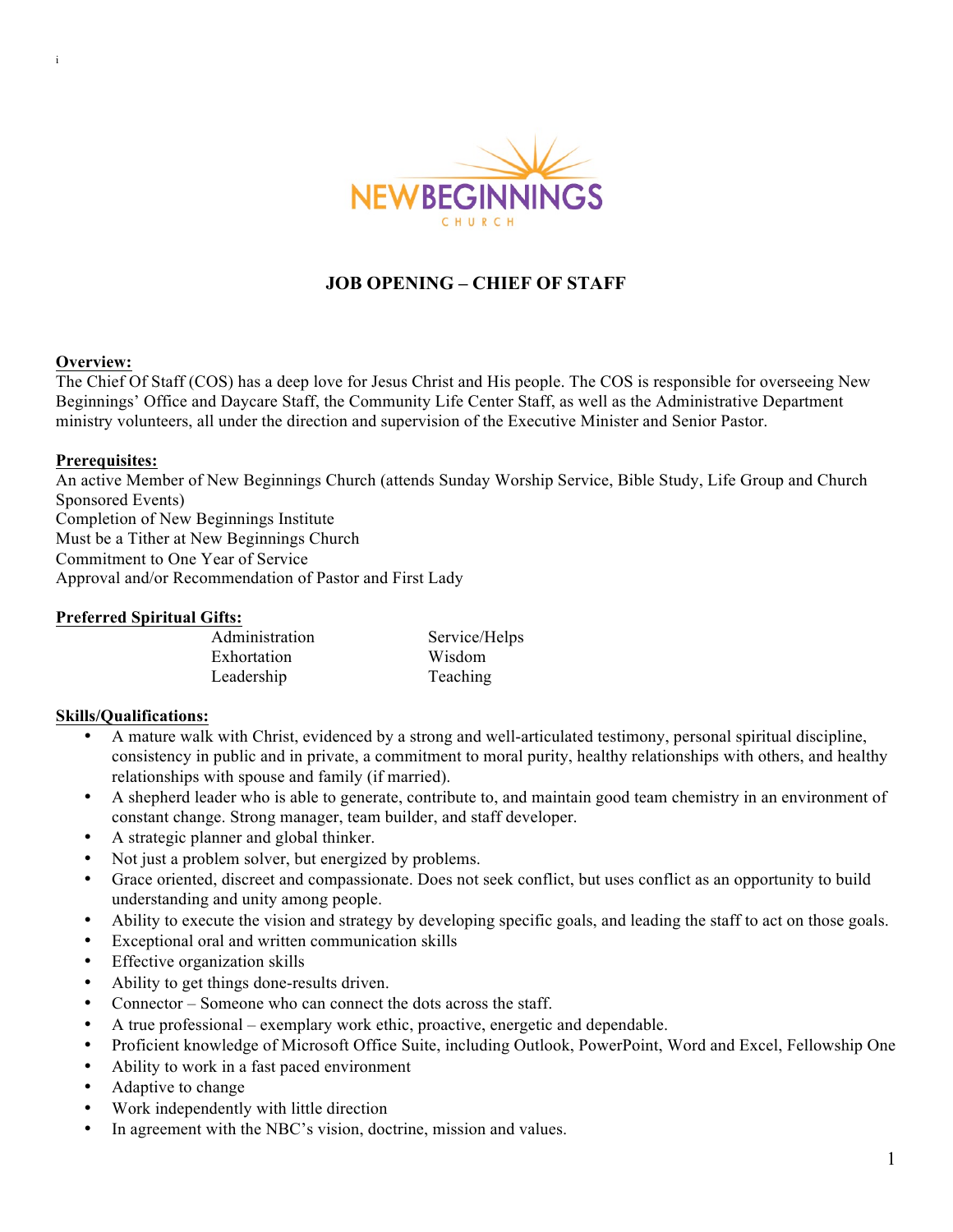# JOB OPENING – CHIEF OF STAFF

**Overview:**
The Chief Of Staff (COS) has a deep love for Jesus Christ and His people. The COS is responsible for overseeing New Beginnings' Office and Daycare Staff, the Community Life Center Staff, as well as the Administrative Department ministry volunteers, all under the direction and supervision of the Executive Minister and Senior Pastor.

**Prerequisites:**
An active Member of New Beginnings Church (attends Sunday Worship Service, Bible Study, Life Group and Church Sponsored Events)
Completion of New Beginnings Institute
Must be a Tither at New Beginnings Church
Commitment to One Year of Service
Approval and/or Recommendation of Pastor and First Lady

**Preferred Spiritual Gifts:**

| | |
|---|---|
| Administration | Service/Helps |
| Exhortation | Wisdom |
| Leadership | Teaching |

**Skills/Qualifications:**

- A mature walk with Christ, evidenced by a strong and well-articulated testimony, personal spiritual discipline, consistency in public and in private, a commitment to moral purity, healthy relationships with others, and healthy relationships with spouse and family (if married).
- A shepherd leader who is able to generate, contribute to, and maintain good team chemistry in an environment of constant change. Strong manager, team builder, and staff developer.
- A strategic planner and global thinker.
- Not just a problem solver, but energized by problems.
- Grace oriented, discreet and compassionate. Does not seek conflict, but uses conflict as an opportunity to build understanding and unity among people.
- Ability to execute the vision and strategy by developing specific goals, and leading the staff to act on those goals.
- Exceptional oral and written communication skills
- Effective organization skills
- Ability to get things done-results driven.
- Connector – Someone who can connect the dots across the staff.
- A true professional – exemplary work ethic, proactive, energetic and dependable.
- Proficient knowledge of Microsoft Office Suite, including Outlook, PowerPoint, Word and Excel, Fellowship One
- Ability to work in a fast paced environment
- Adaptive to change
- Work independently with little direction
- In agreement with the NBC's vision, doctrine, mission and values.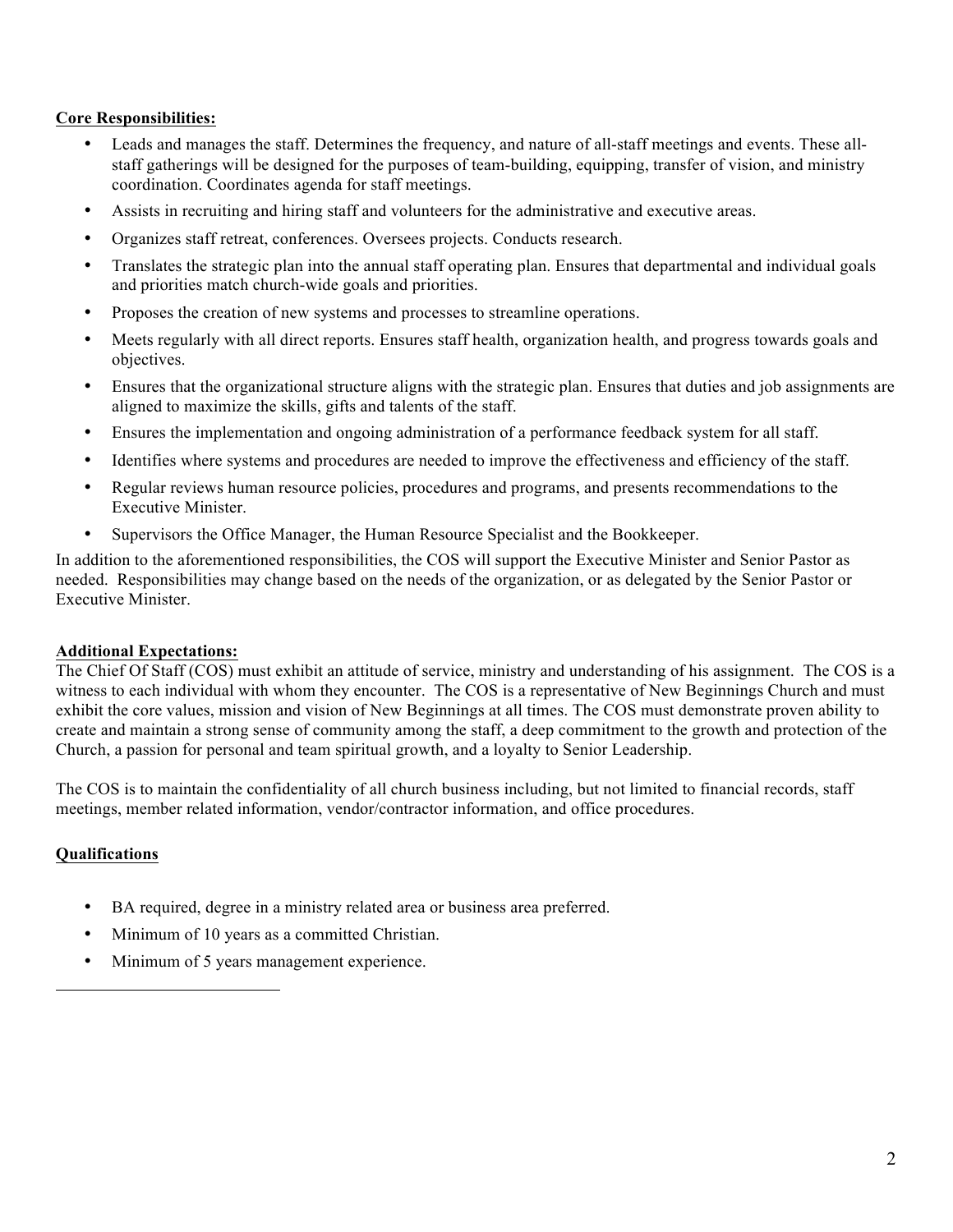**Core Responsibilities:**

- Leads and manages the staff. Determines the frequency, and nature of all-staff meetings and events. These all-staff gatherings will be designed for the purposes of team-building, equipping, transfer of vision, and ministry coordination. Coordinates agenda for staff meetings.
- Assists in recruiting and hiring staff and volunteers for the administrative and executive areas.
- Organizes staff retreat, conferences. Oversees projects. Conducts research.
- Translates the strategic plan into the annual staff operating plan. Ensures that departmental and individual goals and priorities match church-wide goals and priorities.
- Proposes the creation of new systems and processes to streamline operations.
- Meets regularly with all direct reports. Ensures staff health, organization health, and progress towards goals and objectives.
- Ensures that the organizational structure aligns with the strategic plan. Ensures that duties and job assignments are aligned to maximize the skills, gifts and talents of the staff.
- Ensures the implementation and ongoing administration of a performance feedback system for all staff.
- Identifies where systems and procedures are needed to improve the effectiveness and efficiency of the staff.
- Regular reviews human resource policies, procedures and programs, and presents recommendations to the Executive Minister.
- Supervisors the Office Manager, the Human Resource Specialist and the Bookkeeper.

In addition to the aforementioned responsibilities, the COS will support the Executive Minister and Senior Pastor as needed. Responsibilities may change based on the needs of the organization, or as delegated by the Senior Pastor or Executive Minister.

**Additional Expectations:**

The Chief Of Staff (COS) must exhibit an attitude of service, ministry and understanding of his assignment. The COS is a witness to each individual with whom they encounter. The COS is a representative of New Beginnings Church and must exhibit the core values, mission and vision of New Beginnings at all times. The COS must demonstrate proven ability to create and maintain a strong sense of community among the staff, a deep commitment to the growth and protection of the Church, a passion for personal and team spiritual growth, and a loyalty to Senior Leadership.

The COS is to maintain the confidentiality of all church business including, but not limited to financial records, staff meetings, member related information, vendor/contractor information, and office procedures.

**Qualifications**

- BA required, degree in a ministry related area or business area preferred.
- Minimum of 10 years as a committed Christian.
- Minimum of 5 years management experience.